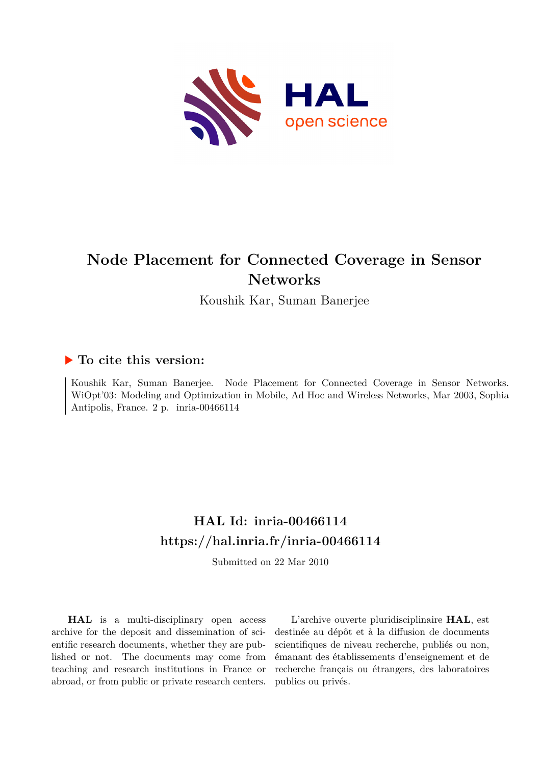# Node Placement for Connected Coverage in Sensor Networks

Koushik Kar, Suman Banerjee

## ▶ To cite this version:

Koushik Kar, Suman Banerjee. Node Placement for Connected Coverage in Sensor Networks. WiOpt'03: Modeling and Optimization in Mobile, Ad Hoc and Wireless Networks, Mar 2003, Sophia Antipolis, France. 2 p. inria-00466114

## HAL Id: inria-00466114

## https://hal.inria.fr/inria-00466114

Submitted on 22 Mar 2010

**HAL** is a multi-disciplinary open access archive for the deposit and dissemination of scientific research documents, whether they are published or not. The documents may come from teaching and research institutions in France or abroad, or from public or private research centers.

L'archive ouverte pluridisciplinaire **HAL**, est destinée au dépôt et à la diffusion de documents scientifiques de niveau recherche, publiés ou non, émanant des établissements d'enseignement et de recherche français ou étrangers, des laboratoires publics ou privés.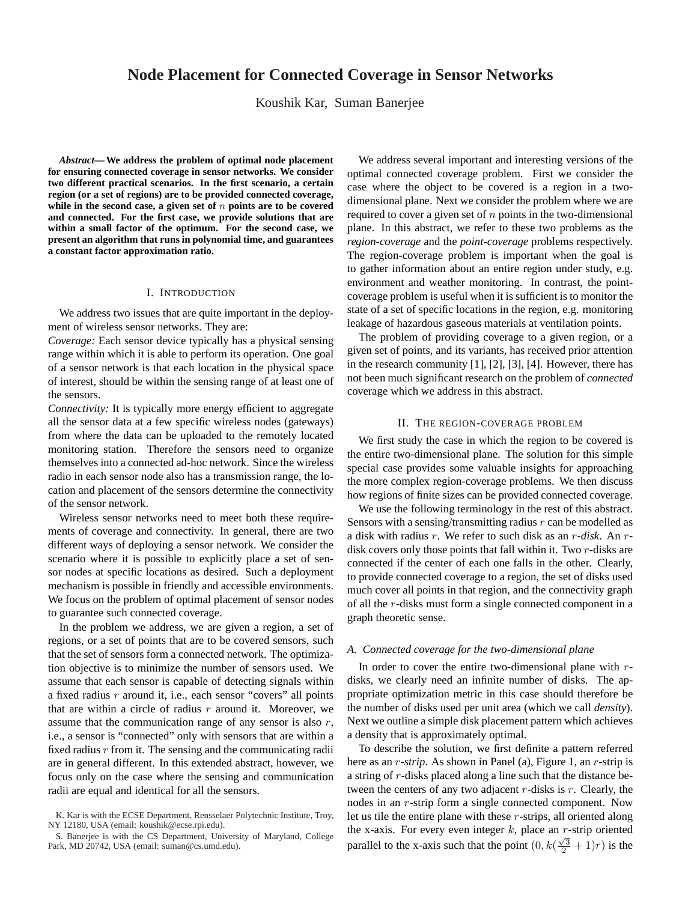# Node Placement for Connected Coverage in Sensor Networks

Koushik Kar, Suman Banerjee

***Abstract*— We address the problem of optimal node placement for ensuring connected coverage in sensor networks. We consider two different practical scenarios. In the first scenario, a certain region (or a set of regions) are to be provided connected coverage, while in the second case, a given set of $n$ points are to be covered and connected. For the first case, we provide solutions that are within a small factor of the optimum. For the second case, we present an algorithm that runs in polynomial time, and guarantees a constant factor approximation ratio.**

## I. Introduction

We address two issues that are quite important in the deployment of wireless sensor networks. They are:

*Coverage:* Each sensor device typically has a physical sensing range within which it is able to perform its operation. One goal of a sensor network is that each location in the physical space of interest, should be within the sensing range of at least one of the sensors.

*Connectivity:* It is typically more energy efficient to aggregate all the sensor data at a few specific wireless nodes (gateways) from where the data can be uploaded to the remotely located monitoring station. Therefore the sensors need to organize themselves into a connected ad-hoc network. Since the wireless radio in each sensor node also has a transmission range, the location and placement of the sensors determine the connectivity of the sensor network.

Wireless sensor networks need to meet both these requirements of coverage and connectivity. In general, there are two different ways of deploying a sensor network. We consider the scenario where it is possible to explicitly place a set of sensor nodes at specific locations as desired. Such a deployment mechanism is possible in friendly and accessible environments. We focus on the problem of optimal placement of sensor nodes to guarantee such connected coverage.

In the problem we address, we are given a region, a set of regions, or a set of points that are to be covered sensors, such that the set of sensors form a connected network. The optimization objective is to minimize the number of sensors used. We assume that each sensor is capable of detecting signals within a fixed radius $r$ around it, i.e., each sensor "covers" all points that are within a circle of radius $r$ around it. Moreover, we assume that the communication range of any sensor is also $r$, i.e., a sensor is "connected" only with sensors that are within a fixed radius $r$ from it. The sensing and the communicating radii are in general different. In this extended abstract, however, we focus only on the case where the sensing and communication radii are equal and identical for all the sensors.

K. Kar is with the ECSE Department, Rensselaer Polytechnic Institute, Troy, NY 12180, USA (email: koushik@ecse.rpi.edu).

S. Banerjee is with the CS Department, University of Maryland, College Park, MD 20742, USA (email: suman@cs.umd.edu).

We address several important and interesting versions of the optimal connected coverage problem. First we consider the case where the object to be covered is a region in a two-dimensional plane. Next we consider the problem where we are required to cover a given set of $n$ points in the two-dimensional plane. In this abstract, we refer to these two problems as the *region-coverage* and the *point-coverage* problems respectively. The region-coverage problem is important when the goal is to gather information about an entire region under study, e.g. environment and weather monitoring. In contrast, the point-coverage problem is useful when it is sufficient is to monitor the state of a set of specific locations in the region, e.g. monitoring leakage of hazardous gaseous materials at ventilation points.

The problem of providing coverage to a given region, or a given set of points, and its variants, has received prior attention in the research community [1], [2], [3], [4]. However, there has not been much significant research on the problem of *connected* coverage which we address in this abstract.

## II. The region-coverage problem

We first study the case in which the region to be covered is the entire two-dimensional plane. The solution for this simple special case provides some valuable insights for approaching the more complex region-coverage problems. We then discuss how regions of finite sizes can be provided connected coverage.

We use the following terminology in the rest of this abstract. Sensors with a sensing/transmitting radius $r$ can be modelled as a disk with radius $r$. We refer to such disk as an $r$*-disk*. An $r$-disk covers only those points that fall within it. Two $r$-disks are connected if the center of each one falls in the other. Clearly, to provide connected coverage to a region, the set of disks used much cover all points in that region, and the connectivity graph of all the $r$-disks must form a single connected component in a graph theoretic sense.

### A. Connected coverage for the two-dimensional plane

In order to cover the entire two-dimensional plane with $r$-disks, we clearly need an infinite number of disks. The appropriate optimization metric in this case should therefore be the number of disks used per unit area (which we call *density*). Next we outline a simple disk placement pattern which achieves a density that is approximately optimal.

To describe the solution, we first definite a pattern referred here as an $r$*-strip*. As shown in Panel (a), Figure 1, an $r$-strip is a string of $r$-disks placed along a line such that the distance between the centers of any two adjacent $r$-disks is $r$. Clearly, the nodes in an $r$-strip form a single connected component. Now let us tile the entire plane with these $r$-strips, all oriented along the x-axis. For every even integer $k$, place an $r$-strip oriented parallel to the x-axis such that the point $(0, k(\frac{\sqrt{3}}{2}+1)r)$ is the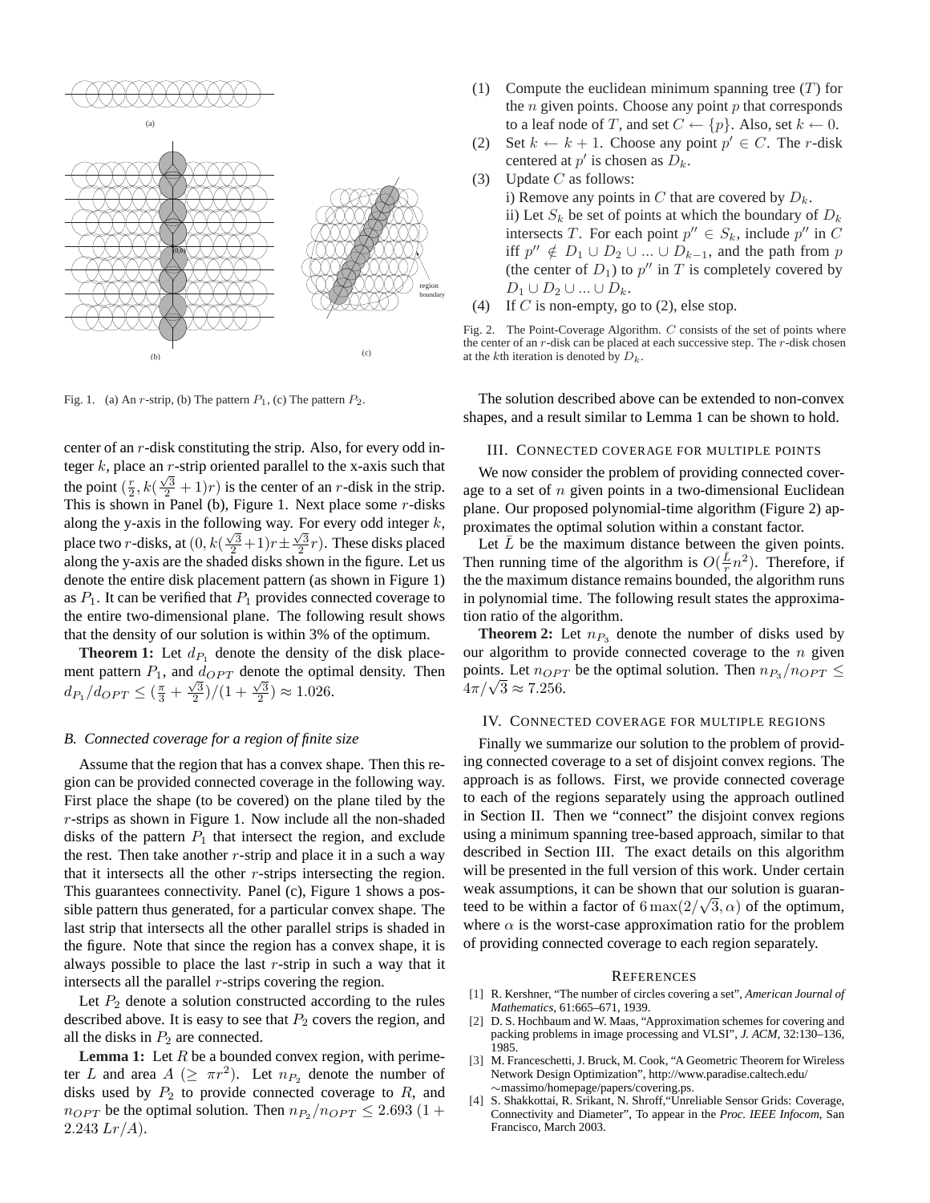(a)

(0,0)

(b)

region boundary

(c)

Fig. 1. (a) An $r$-strip, (b) The pattern $P_1$, (c) The pattern $P_2$.

center of an $r$-disk constituting the strip. Also, for every odd integer $k$, place an $r$-strip oriented parallel to the x-axis such that the point $(\frac{r}{2}, k(\frac{\sqrt{3}}{2}+1)r)$ is the center of an $r$-disk in the strip. This is shown in Panel (b), Figure 1. Next place some $r$-disks along the y-axis in the following way. For every odd integer $k$, place two $r$-disks, at $(0, k(\frac{\sqrt{3}}{2}+1)r \pm \frac{\sqrt{3}}{2}r)$. These disks placed along the y-axis are the shaded disks shown in the figure. Let us denote the entire disk placement pattern (as shown in Figure 1) as $P_1$. It can be verified that $P_1$ provides connected coverage to the entire two-dimensional plane. The following result shows that the density of our solution is within 3% of the optimum.

**Theorem 1:** Let $d_{P_1}$ denote the density of the disk placement pattern $P_1$, and $d_{OPT}$ denote the optimal density. Then $d_{P_1}/d_{OPT} \leq (\frac{\pi}{3} + \frac{\sqrt{3}}{2})/(1 + \frac{\sqrt{3}}{2}) \approx 1.026$.

### *B. Connected coverage for a region of finite size*

Assume that the region that has a convex shape. Then this region can be provided connected coverage in the following way. First place the shape (to be covered) on the plane tiled by the $r$-strips as shown in Figure 1. Now include all the non-shaded disks of the pattern $P_1$ that intersect the region, and exclude the rest. Then take another $r$-strip and place it in a such a way that it intersects all the other $r$-strips intersecting the region. This guarantees connectivity. Panel (c), Figure 1 shows a possible pattern thus generated, for a particular convex shape. The last strip that intersects all the other parallel strips is shaded in the figure. Note that since the region has a convex shape, it is always possible to place the last $r$-strip in such a way that it intersects all the parallel $r$-strips covering the region.

Let $P_2$ denote a solution constructed according to the rules described above. It is easy to see that $P_2$ covers the region, and all the disks in $P_2$ are connected.

**Lemma 1:** Let $R$ be a bounded convex region, with perimeter $L$ and area $A$ ($\geq \pi r^2$). Let $n_{P_2}$ denote the number of disks used by $P_2$ to provide connected coverage to $R$, and $n_{OPT}$ be the optimal solution. Then $n_{P_2}/n_{OPT} \leq 2.693\,(1 + 2.243\,Lr/A)$.

(1) Compute the euclidean minimum spanning tree ($T$) for the $n$ given points. Choose any point $p$ that corresponds to a leaf node of $T$, and set $C \leftarrow \{p\}$. Also, set $k \leftarrow 0$.
(2) Set $k \leftarrow k + 1$. Choose any point $p' \in C$. The $r$-disk centered at $p'$ is chosen as $D_k$.
(3) Update $C$ as follows:
i) Remove any points in $C$ that are covered by $D_k$.
ii) Let $S_k$ be set of points at which the boundary of $D_k$ intersects $T$. For each point $p'' \in S_k$, include $p''$ in $C$ iff $p'' \notin D_1 \cup D_2 \cup \ldots \cup D_{k-1}$, and the path from $p$ (the center of $D_1$) to $p''$ in $T$ is completely covered by $D_1 \cup D_2 \cup \ldots \cup D_k$.
(4) If $C$ is non-empty, go to (2), else stop.

Fig. 2. The Point-Coverage Algorithm. $C$ consists of the set of points where the center of an $r$-disk can be placed at each successive step. The $r$-disk chosen at the $k$th iteration is denoted by $D_k$.

The solution described above can be extended to non-convex shapes, and a result similar to Lemma 1 can be shown to hold.

## III. Connected coverage for multiple points

We now consider the problem of providing connected coverage to a set of $n$ given points in a two-dimensional Euclidean plane. Our proposed polynomial-time algorithm (Figure 2) approximates the optimal solution within a constant factor.

Let $\bar{L}$ be the maximum distance between the given points. Then running time of the algorithm is $O(\frac{\bar{L}}{r}n^2)$. Therefore, if the the maximum distance remains bounded, the algorithm runs in polynomial time. The following result states the approximation ratio of the algorithm.

**Theorem 2:** Let $n_{P_3}$ denote the number of disks used by our algorithm to provide connected coverage to the $n$ given points. Let $n_{OPT}$ be the optimal solution. Then $n_{P_3}/n_{OPT} \leq 4\pi/\sqrt{3} \approx 7.256$.

## IV. Connected coverage for multiple regions

Finally we summarize our solution to the problem of providing connected coverage to a set of disjoint convex regions. The approach is as follows. First, we provide connected coverage to each of the regions separately using the approach outlined in Section II. Then we "connect" the disjoint convex regions using a minimum spanning tree-based approach, similar to that described in Section III. The exact details on this algorithm will be presented in the full version of this work. Under certain weak assumptions, it can be shown that our solution is guaranteed to be within a factor of $6\max(2/\sqrt{3}, \alpha)$ of the optimum, where $\alpha$ is the worst-case approximation ratio for the problem of providing connected coverage to each region separately.

## References

[1] R. Kershner, "The number of circles covering a set", *American Journal of Mathematics*, 61:665–671, 1939.

[2] D. S. Hochbaum and W. Maas, "Approximation schemes for covering and packing problems in image processing and VLSI", *J. ACM*, 32:130–136, 1985.

[3] M. Franceschetti, J. Bruck, M. Cook, "A Geometric Theorem for Wireless Network Design Optimization", http://www.paradise.caltech.edu/~massimo/homepage/papers/covering.ps.

[4] S. Shakkottai, R. Srikant, N. Shroff, "Unreliable Sensor Grids: Coverage, Connectivity and Diameter", To appear in the *Proc. IEEE Infocom*, San Francisco, March 2003.